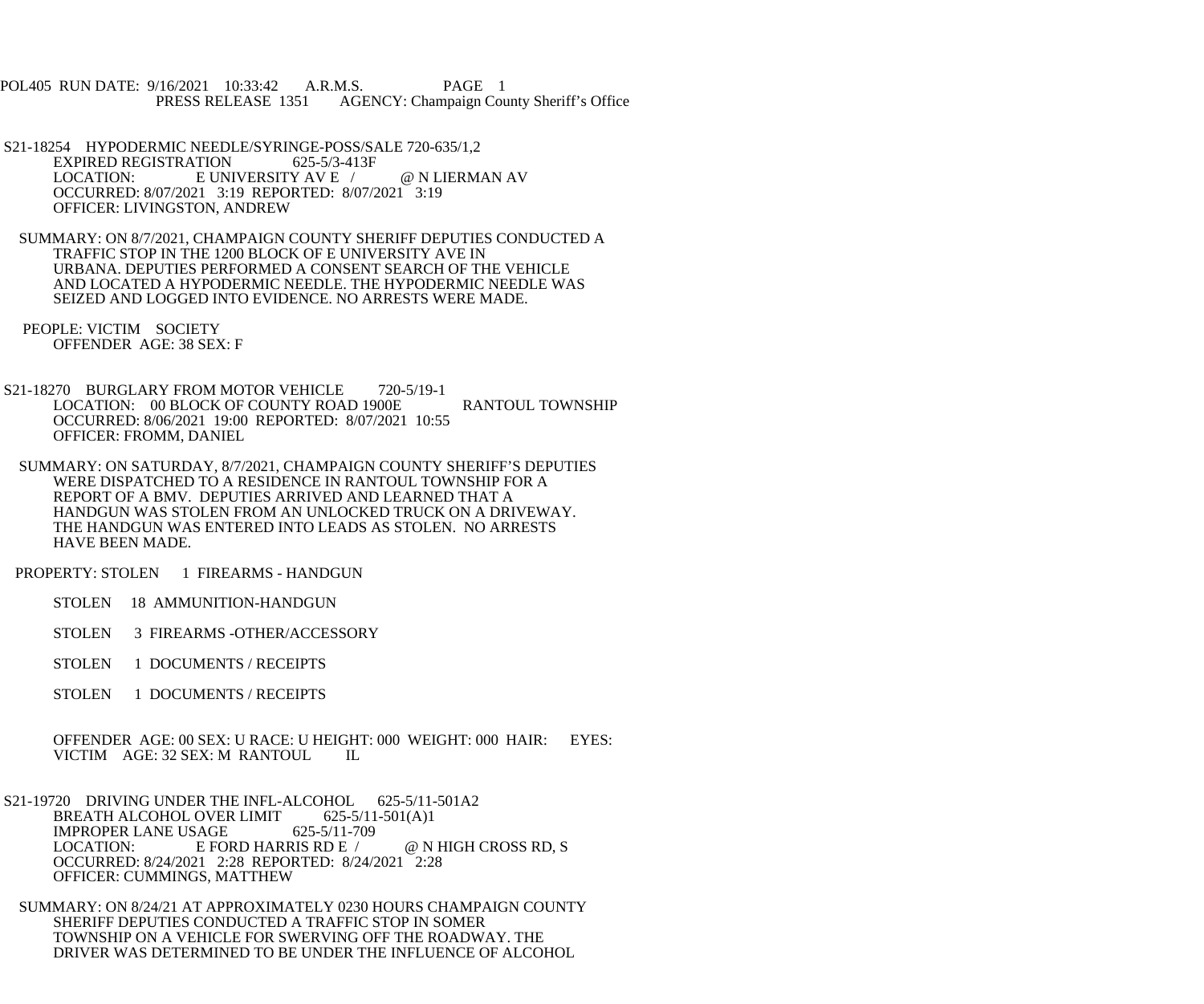POL405 RUN DATE: 9/16/2021 10:33:42 A.R.M.S. PAGE 1
PRESS RELEASE 1351 AGENCY: Champaign County Sheriff's Office

S21-18254 HYPODERMIC NEEDLE/SYRINGE-POSS/SALE 720-635/1,2
EXPIRED REGISTRATION 625-5/3-413F
LOCATION: E UNIVERSITY AV E / @ N LIERMAN AV
OCCURRED: 8/07/2021 3:19 REPORTED: 8/07/2021 3:19
OFFICER: LIVINGSTON, ANDREW

SUMMARY: ON 8/7/2021, CHAMPAIGN COUNTY SHERIFF DEPUTIES CONDUCTED A TRAFFIC STOP IN THE 1200 BLOCK OF E UNIVERSITY AVE IN URBANA. DEPUTIES PERFORMED A CONSENT SEARCH OF THE VEHICLE AND LOCATED A HYPODERMIC NEEDLE. THE HYPODERMIC NEEDLE WAS SEIZED AND LOGGED INTO EVIDENCE. NO ARRESTS WERE MADE.

PEOPLE: VICTIM SOCIETY
OFFENDER AGE: 38 SEX: F

S21-18270 BURGLARY FROM MOTOR VEHICLE 720-5/19-1
LOCATION: 00 BLOCK OF COUNTY ROAD 1900E RANTOUL TOWNSHIP
OCCURRED: 8/06/2021 19:00 REPORTED: 8/07/2021 10:55
OFFICER: FROMM, DANIEL

SUMMARY: ON SATURDAY, 8/7/2021, CHAMPAIGN COUNTY SHERIFF'S DEPUTIES WERE DISPATCHED TO A RESIDENCE IN RANTOUL TOWNSHIP FOR A REPORT OF A BMV. DEPUTIES ARRIVED AND LEARNED THAT A HANDGUN WAS STOLEN FROM AN UNLOCKED TRUCK ON A DRIVEWAY. THE HANDGUN WAS ENTERED INTO LEADS AS STOLEN. NO ARRESTS HAVE BEEN MADE.

PROPERTY: STOLEN 1 FIREARMS - HANDGUN

STOLEN 18 AMMUNITION-HANDGUN

STOLEN 3 FIREARMS -OTHER/ACCESSORY

STOLEN 1 DOCUMENTS / RECEIPTS

STOLEN 1 DOCUMENTS / RECEIPTS

OFFENDER AGE: 00 SEX: U RACE: U HEIGHT: 000 WEIGHT: 000 HAIR: EYES:
VICTIM AGE: 32 SEX: M RANTOUL IL

S21-19720 DRIVING UNDER THE INFL-ALCOHOL 625-5/11-501A2
BREATH ALCOHOL OVER LIMIT 625-5/11-501(A)1
IMPROPER LANE USAGE 625-5/11-709
LOCATION: E FORD HARRIS RD E / @ N HIGH CROSS RD, S
OCCURRED: 8/24/2021 2:28 REPORTED: 8/24/2021 2:28
OFFICER: CUMMINGS, MATTHEW

SUMMARY: ON 8/24/21 AT APPROXIMATELY 0230 HOURS CHAMPAIGN COUNTY SHERIFF DEPUTIES CONDUCTED A TRAFFIC STOP IN SOMER TOWNSHIP ON A VEHICLE FOR SWERVING OFF THE ROADWAY. THE DRIVER WAS DETERMINED TO BE UNDER THE INFLUENCE OF ALCOHOL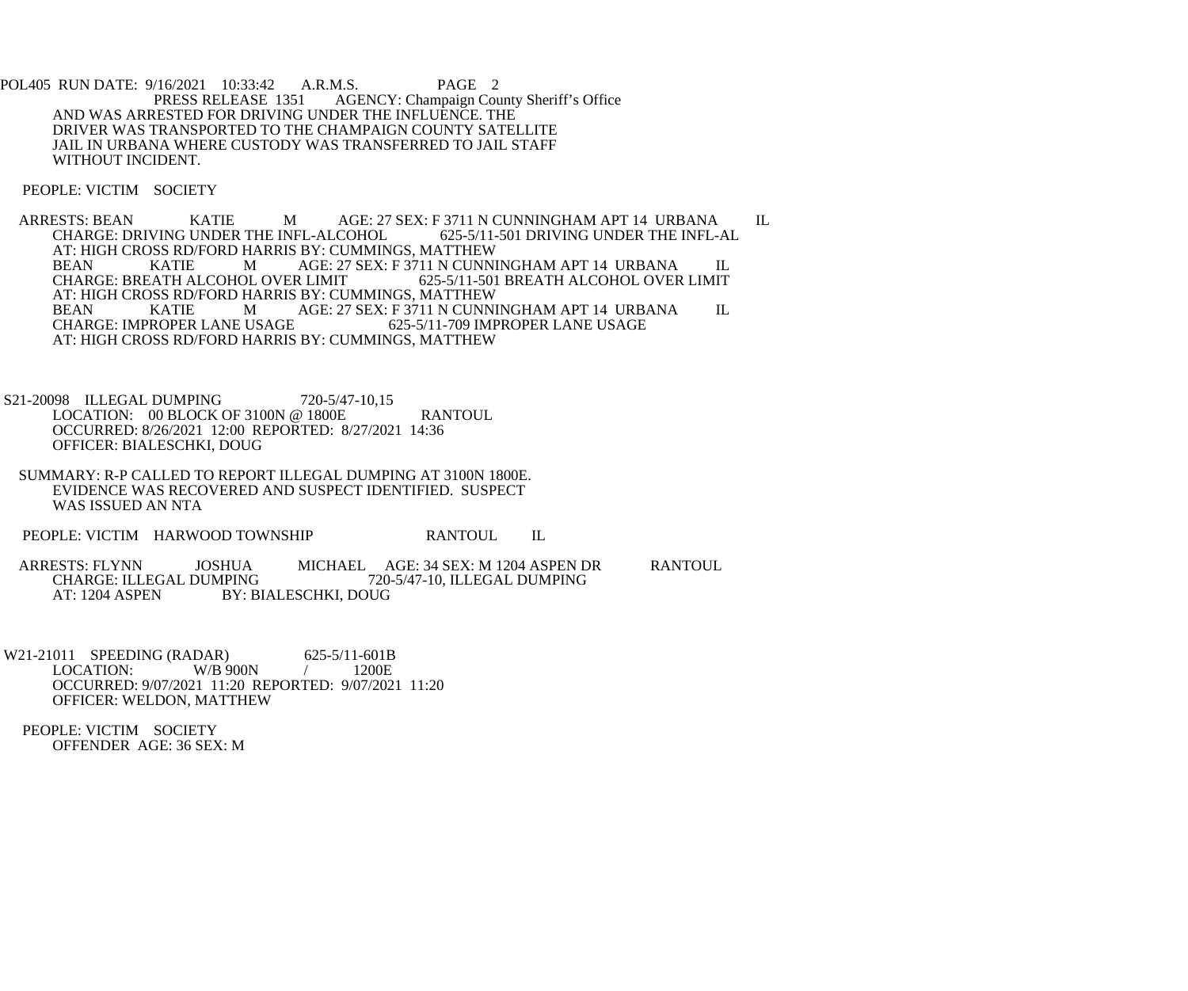AND WAS ARRESTED FOR DRIVING UNDER THE INFLUENCE. THE DRIVER WAS TRANSPORTED TO THE CHAMPAIGN COUNTY SATELLITE JAIL IN URBANA WHERE CUSTODY WAS TRANSFERRED TO JAIL STAFF WITHOUT INCIDENT.

PEOPLE: VICTIM SOCIETY

ARRESTS: BEAN KATIE M AGE: 27 SEX: F 3711 N CUNNINGHAM APT 14 URBANA IL
CHARGE: DRIVING UNDER THE INFL-ALCOHOL 625-5/11-501 DRIVING UNDER THE INFL-AL
AT: HIGH CROSS RD/FORD HARRIS BY: CUMMINGS, MATTHEW
BEAN KATIE M AGE: 27 SEX: F 3711 N CUNNINGHAM APT 14 URBANA IL
CHARGE: BREATH ALCOHOL OVER LIMIT 625-5/11-501 BREATH ALCOHOL OVER LIMIT
AT: HIGH CROSS RD/FORD HARRIS BY: CUMMINGS, MATTHEW
BEAN KATIE M AGE: 27 SEX: F 3711 N CUNNINGHAM APT 14 URBANA IL
CHARGE: IMPROPER LANE USAGE 625-5/11-709 IMPROPER LANE USAGE
AT: HIGH CROSS RD/FORD HARRIS BY: CUMMINGS, MATTHEW

S21-20098 ILLEGAL DUMPING 720-5/47-10,15
LOCATION: 00 BLOCK OF 3100N @ 1800E RANTOUL
OCCURRED: 8/26/2021 12:00 REPORTED: 8/27/2021 14:36
OFFICER: BIALESCHKI, DOUG

SUMMARY: R-P CALLED TO REPORT ILLEGAL DUMPING AT 3100N 1800E. EVIDENCE WAS RECOVERED AND SUSPECT IDENTIFIED. SUSPECT WAS ISSUED AN NTA

PEOPLE: VICTIM HARWOOD TOWNSHIP RANTOUL IL

ARRESTS: FLYNN JOSHUA MICHAEL AGE: 34 SEX: M 1204 ASPEN DR RANTOUL
CHARGE: ILLEGAL DUMPING 720-5/47-10, ILLEGAL DUMPING
AT: 1204 ASPEN BY: BIALESCHKI, DOUG

W21-21011 SPEEDING (RADAR) 625-5/11-601B
LOCATION: W/B 900N / 1200E
OCCURRED: 9/07/2021 11:20 REPORTED: 9/07/2021 11:20
OFFICER: WELDON, MATTHEW

PEOPLE: VICTIM SOCIETY
OFFENDER AGE: 36 SEX: M